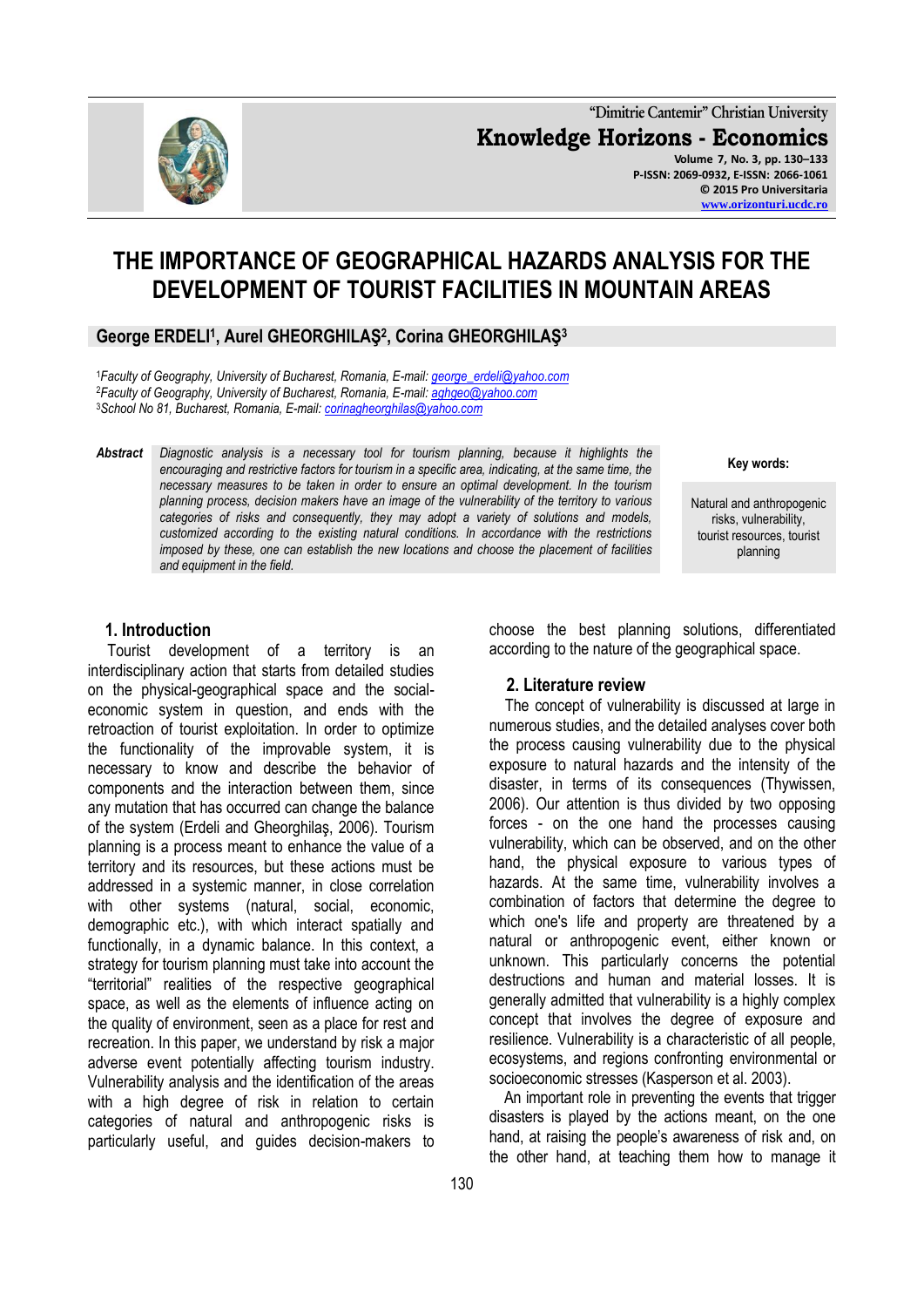# THE IMPORTANCE OF GEOGRAPHICAL HAZARDS ANALYSIS FOR THE DEVELOPMENT OF TOURIST FACILITIES IN MOUNTAIN AREAS

**George ERDELI[1], Aurel GHEORGHILAŞ[2], Corina GHEORGHILAŞ[3]**

[1]*Faculty of Geography, University of Bucharest, Romania, E-mail: george_erdeli@yahoo.com*
[2]*Faculty of Geography, University of Bucharest, Romania, E-mail: aghgeo@yahoo.com*
[3]*School No 81, Bucharest, Romania, E-mail: corinagheorghilas@yahoo.com*

***Abstract*** *Diagnostic analysis is a necessary tool for tourism planning, because it highlights the encouraging and restrictive factors for tourism in a specific area, indicating, at the same time, the necessary measures to be taken in order to ensure an optimal development. In the tourism planning process, decision makers have an image of the vulnerability of the territory to various categories of risks and consequently, they may adopt a variety of solutions and models, customized according to the existing natural conditions. In accordance with the restrictions imposed by these, one can establish the new locations and choose the placement of facilities and equipment in the field.*

**Key words:** Natural and anthropogenic risks, vulnerability, tourist resources, tourist planning

## 1. Introduction

Tourist development of a territory is an interdisciplinary action that starts from detailed studies on the physical-geographical space and the social-economic system in question, and ends with the retroaction of tourist exploitation. In order to optimize the functionality of the improvable system, it is necessary to know and describe the behavior of components and the interaction between them, since any mutation that has occurred can change the balance of the system (Erdeli and Gheorghilaş, 2006). Tourism planning is a process meant to enhance the value of a territory and its resources, but these actions must be addressed in a systemic manner, in close correlation with other systems (natural, social, economic, demographic etc.), with which interact spatially and functionally, in a dynamic balance. In this context, a strategy for tourism planning must take into account the "territorial" realities of the respective geographical space, as well as the elements of influence acting on the quality of environment, seen as a place for rest and recreation. In this paper, we understand by risk a major adverse event potentially affecting tourism industry. Vulnerability analysis and the identification of the areas with a high degree of risk in relation to certain categories of natural and anthropogenic risks is particularly useful, and guides decision-makers to choose the best planning solutions, differentiated according to the nature of the geographical space.

## 2. Literature review

The concept of vulnerability is discussed at large in numerous studies, and the detailed analyses cover both the process causing vulnerability due to the physical exposure to natural hazards and the intensity of the disaster, in terms of its consequences (Thywissen, 2006). Our attention is thus divided by two opposing forces - on the one hand the processes causing vulnerability, which can be observed, and on the other hand, the physical exposure to various types of hazards. At the same time, vulnerability involves a combination of factors that determine the degree to which one's life and property are threatened by a natural or anthropogenic event, either known or unknown. This particularly concerns the potential destructions and human and material losses. It is generally admitted that vulnerability is a highly complex concept that involves the degree of exposure and resilience. Vulnerability is a characteristic of all people, ecosystems, and regions confronting environmental or socioeconomic stresses (Kasperson et al. 2003).

An important role in preventing the events that trigger disasters is played by the actions meant, on the one hand, at raising the people's awareness of risk and, on the other hand, at teaching them how to manage it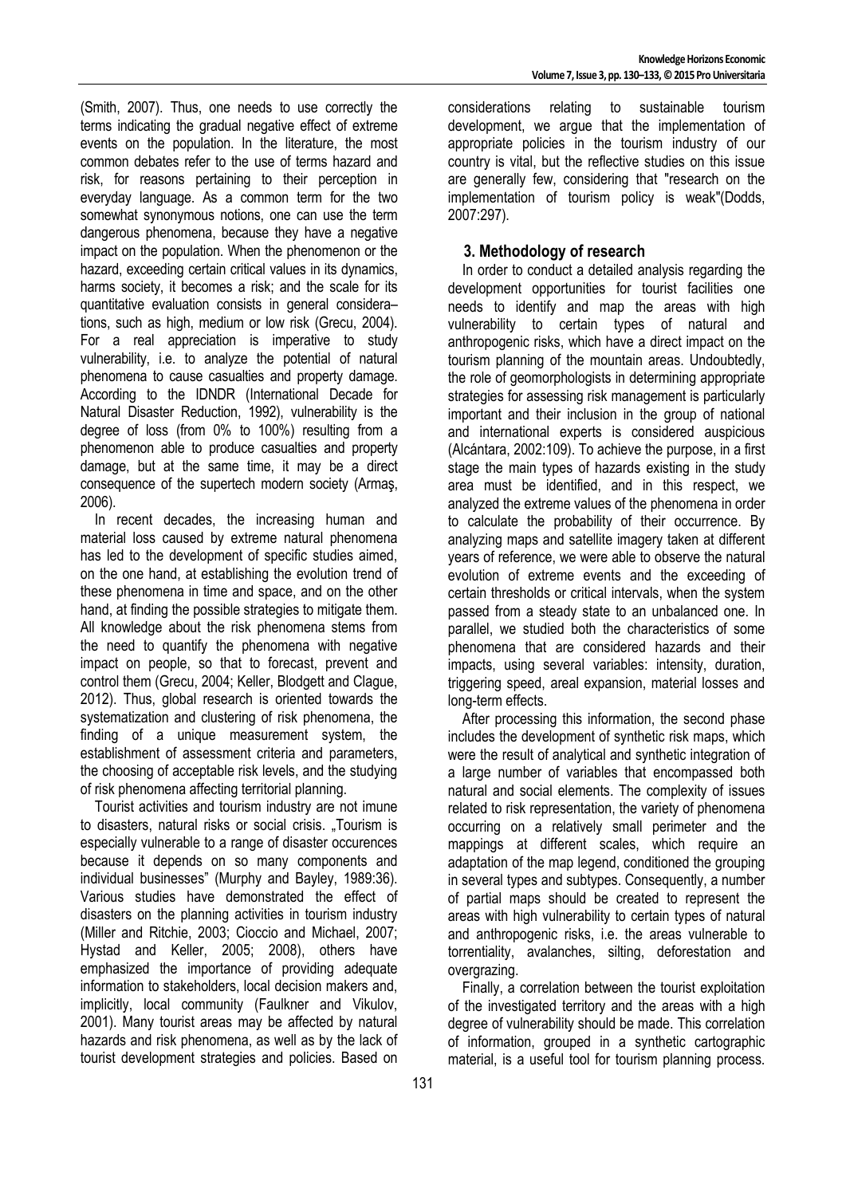(Smith, 2007). Thus, one needs to use correctly the terms indicating the gradual negative effect of extreme events on the population. In the literature, the most common debates refer to the use of terms hazard and risk, for reasons pertaining to their perception in everyday language. As a common term for the two somewhat synonymous notions, one can use the term dangerous phenomena, because they have a negative impact on the population. When the phenomenon or the hazard, exceeding certain critical values in its dynamics, harms society, it becomes a risk; and the scale for its quantitative evaluation consists in general considera– tions, such as high, medium or low risk (Grecu, 2004). For a real appreciation is imperative to study vulnerability, i.e. to analyze the potential of natural phenomena to cause casualties and property damage. According to the IDNDR (International Decade for Natural Disaster Reduction, 1992), vulnerability is the degree of loss (from 0% to 100%) resulting from a phenomenon able to produce casualties and property damage, but at the same time, it may be a direct consequence of the supertech modern society (Armaş, 2006).

In recent decades, the increasing human and material loss caused by extreme natural phenomena has led to the development of specific studies aimed, on the one hand, at establishing the evolution trend of these phenomena in time and space, and on the other hand, at finding the possible strategies to mitigate them. All knowledge about the risk phenomena stems from the need to quantify the phenomena with negative impact on people, so that to forecast, prevent and control them (Grecu, 2004; Keller, Blodgett and Clague, 2012). Thus, global research is oriented towards the systematization and clustering of risk phenomena, the finding of a unique measurement system, the establishment of assessment criteria and parameters, the choosing of acceptable risk levels, and the studying of risk phenomena affecting territorial planning.

Tourist activities and tourism industry are not imune to disasters, natural risks or social crisis. „Tourism is especially vulnerable to a range of disaster occurences because it depends on so many components and individual businesses" (Murphy and Bayley, 1989:36). Various studies have demonstrated the effect of disasters on the planning activities in tourism industry (Miller and Ritchie, 2003; Cioccio and Michael, 2007; Hystad and Keller, 2005; 2008), others have emphasized the importance of providing adequate information to stakeholders, local decision makers and, implicitly, local community (Faulkner and Vikulov, 2001). Many tourist areas may be affected by natural hazards and risk phenomena, as well as by the lack of tourist development strategies and policies. Based on considerations relating to sustainable tourism development, we argue that the implementation of appropriate policies in the tourism industry of our country is vital, but the reflective studies on this issue are generally few, considering that "research on the implementation of tourism policy is weak"(Dodds, 2007:297).

## 3. Methodology of research

In order to conduct a detailed analysis regarding the development opportunities for tourist facilities one needs to identify and map the areas with high vulnerability to certain types of natural and anthropogenic risks, which have a direct impact on the tourism planning of the mountain areas. Undoubtedly, the role of geomorphologists in determining appropriate strategies for assessing risk management is particularly important and their inclusion in the group of national and international experts is considered auspicious (Alcántara, 2002:109). To achieve the purpose, in a first stage the main types of hazards existing in the study area must be identified, and in this respect, we analyzed the extreme values of the phenomena in order to calculate the probability of their occurrence. By analyzing maps and satellite imagery taken at different years of reference, we were able to observe the natural evolution of extreme events and the exceeding of certain thresholds or critical intervals, when the system passed from a steady state to an unbalanced one. In parallel, we studied both the characteristics of some phenomena that are considered hazards and their impacts, using several variables: intensity, duration, triggering speed, areal expansion, material losses and long-term effects.

After processing this information, the second phase includes the development of synthetic risk maps, which were the result of analytical and synthetic integration of a large number of variables that encompassed both natural and social elements. The complexity of issues related to risk representation, the variety of phenomena occurring on a relatively small perimeter and the mappings at different scales, which require an adaptation of the map legend, conditioned the grouping in several types and subtypes. Consequently, a number of partial maps should be created to represent the areas with high vulnerability to certain types of natural and anthropogenic risks, i.e. the areas vulnerable to torrentiality, avalanches, silting, deforestation and overgrazing.

Finally, a correlation between the tourist exploitation of the investigated territory and the areas with a high degree of vulnerability should be made. This correlation of information, grouped in a synthetic cartographic material, is a useful tool for tourism planning process.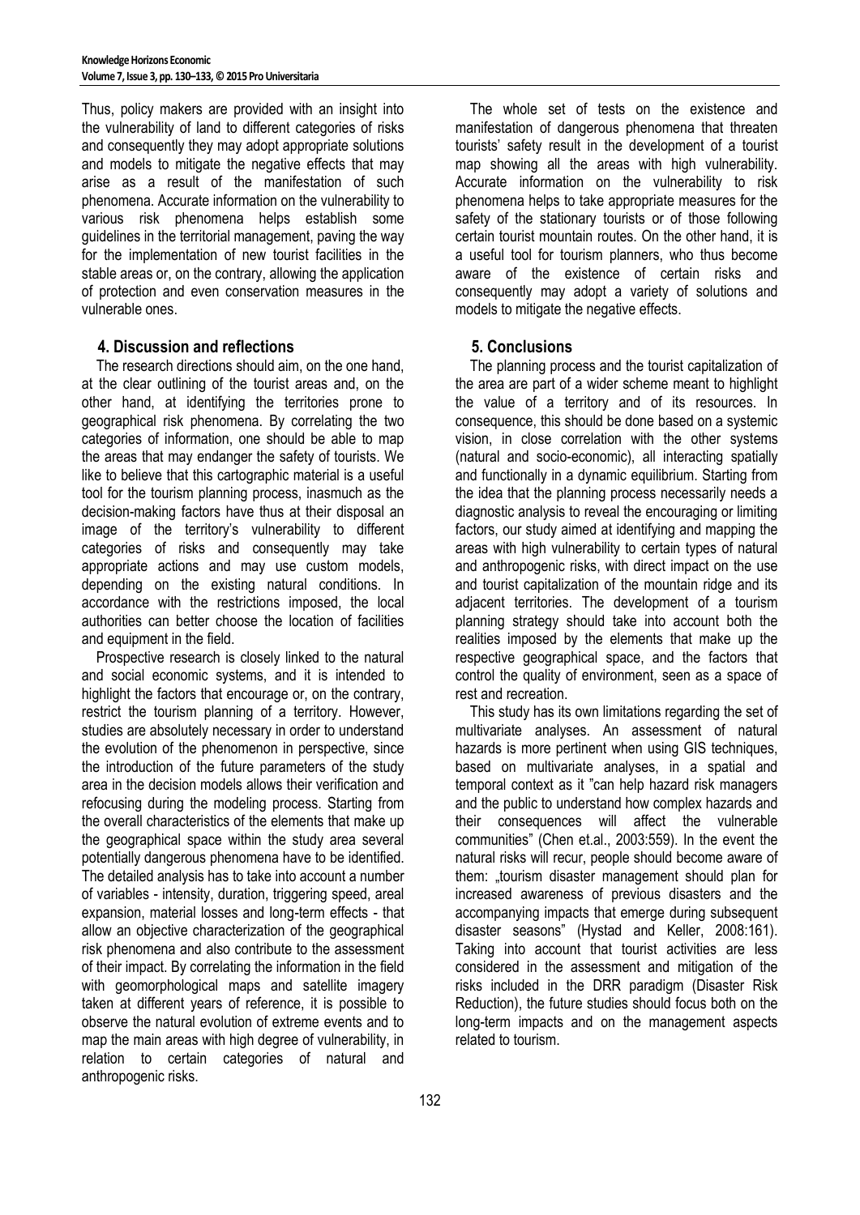Thus, policy makers are provided with an insight into the vulnerability of land to different categories of risks and consequently they may adopt appropriate solutions and models to mitigate the negative effects that may arise as a result of the manifestation of such phenomena. Accurate information on the vulnerability to various risk phenomena helps establish some guidelines in the territorial management, paving the way for the implementation of new tourist facilities in the stable areas or, on the contrary, allowing the application of protection and even conservation measures in the vulnerable ones.

## 4. Discussion and reflections

The research directions should aim, on the one hand, at the clear outlining of the tourist areas and, on the other hand, at identifying the territories prone to geographical risk phenomena. By correlating the two categories of information, one should be able to map the areas that may endanger the safety of tourists. We like to believe that this cartographic material is a useful tool for the tourism planning process, inasmuch as the decision-making factors have thus at their disposal an image of the territory's vulnerability to different categories of risks and consequently may take appropriate actions and may use custom models, depending on the existing natural conditions. In accordance with the restrictions imposed, the local authorities can better choose the location of facilities and equipment in the field.

Prospective research is closely linked to the natural and social economic systems, and it is intended to highlight the factors that encourage or, on the contrary, restrict the tourism planning of a territory. However, studies are absolutely necessary in order to understand the evolution of the phenomenon in perspective, since the introduction of the future parameters of the study area in the decision models allows their verification and refocusing during the modeling process. Starting from the overall characteristics of the elements that make up the geographical space within the study area several potentially dangerous phenomena have to be identified. The detailed analysis has to take into account a number of variables - intensity, duration, triggering speed, areal expansion, material losses and long-term effects - that allow an objective characterization of the geographical risk phenomena and also contribute to the assessment of their impact. By correlating the information in the field with geomorphological maps and satellite imagery taken at different years of reference, it is possible to observe the natural evolution of extreme events and to map the main areas with high degree of vulnerability, in relation to certain categories of natural and anthropogenic risks.

The whole set of tests on the existence and manifestation of dangerous phenomena that threaten tourists' safety result in the development of a tourist map showing all the areas with high vulnerability. Accurate information on the vulnerability to risk phenomena helps to take appropriate measures for the safety of the stationary tourists or of those following certain tourist mountain routes. On the other hand, it is a useful tool for tourism planners, who thus become aware of the existence of certain risks and consequently may adopt a variety of solutions and models to mitigate the negative effects.

## 5. Conclusions

The planning process and the tourist capitalization of the area are part of a wider scheme meant to highlight the value of a territory and of its resources. In consequence, this should be done based on a systemic vision, in close correlation with the other systems (natural and socio-economic), all interacting spatially and functionally in a dynamic equilibrium. Starting from the idea that the planning process necessarily needs a diagnostic analysis to reveal the encouraging or limiting factors, our study aimed at identifying and mapping the areas with high vulnerability to certain types of natural and anthropogenic risks, with direct impact on the use and tourist capitalization of the mountain ridge and its adjacent territories. The development of a tourism planning strategy should take into account both the realities imposed by the elements that make up the respective geographical space, and the factors that control the quality of environment, seen as a space of rest and recreation.

This study has its own limitations regarding the set of multivariate analyses. An assessment of natural hazards is more pertinent when using GIS techniques, based on multivariate analyses, in a spatial and temporal context as it "can help hazard risk managers and the public to understand how complex hazards and their consequences will affect the vulnerable communities" (Chen et.al., 2003:559). In the event the natural risks will recur, people should become aware of them: „tourism disaster management should plan for increased awareness of previous disasters and the accompanying impacts that emerge during subsequent disaster seasons" (Hystad and Keller, 2008:161). Taking into account that tourist activities are less considered in the assessment and mitigation of the risks included in the DRR paradigm (Disaster Risk Reduction), the future studies should focus both on the long-term impacts and on the management aspects related to tourism.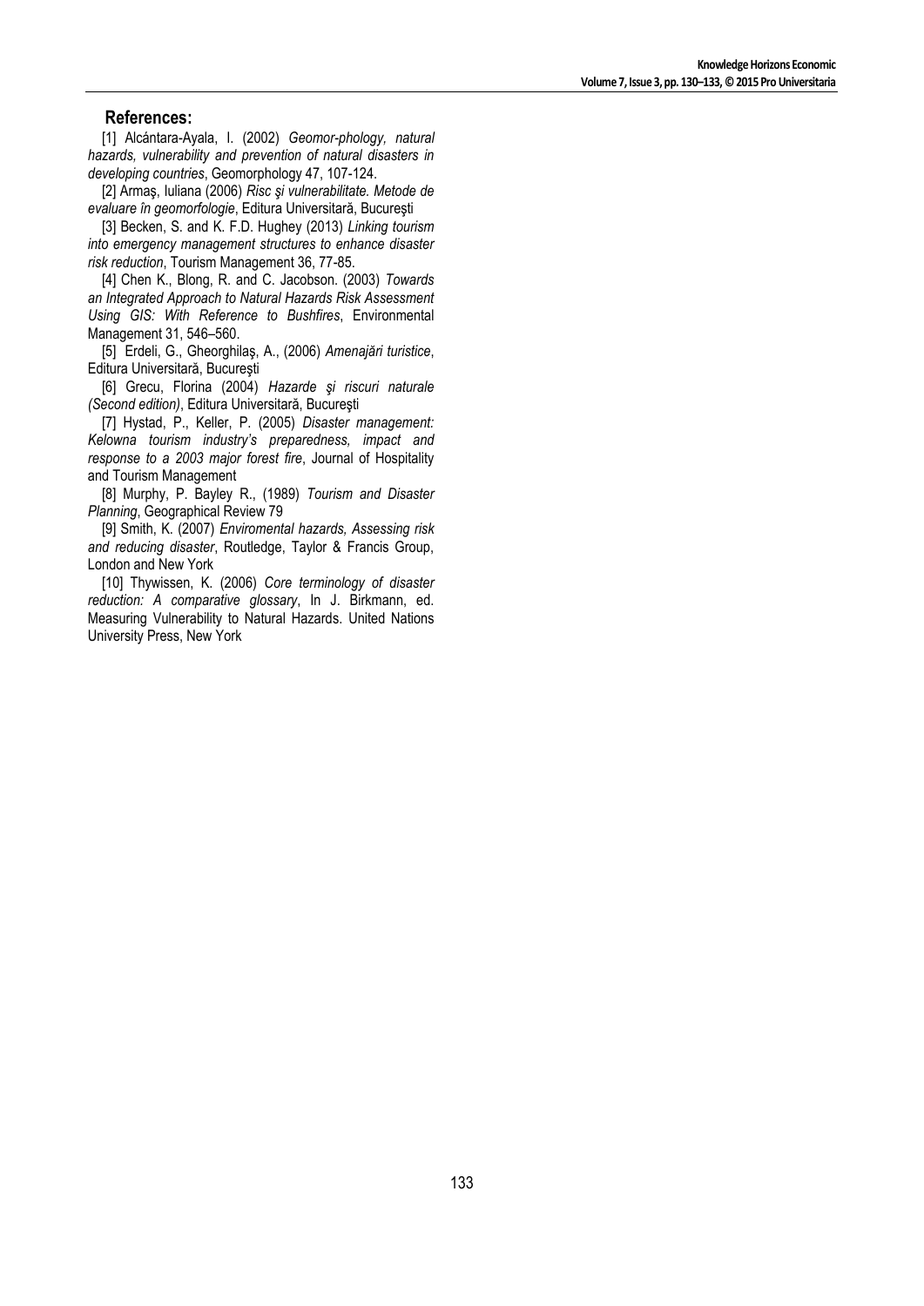## References:

[1] Alcántara-Ayala, I. (2002) *Geomor-phology, natural hazards, vulnerability and prevention of natural disasters in developing countries*, Geomorphology 47, 107-124.

[2] Armaş, Iuliana (2006) *Risc şi vulnerabilitate. Metode de evaluare în geomorfologie*, Editura Universitară, Bucureşti

[3] Becken, S. and K. F.D. Hughey (2013) *Linking tourism into emergency management structures to enhance disaster risk reduction*, Tourism Management 36, 77-85.

[4] Chen K., Blong, R. and C. Jacobson. (2003) *Towards an Integrated Approach to Natural Hazards Risk Assessment Using GIS: With Reference to Bushfires*, Environmental Management 31, 546–560.

[5] Erdeli, G., Gheorghilaş, A., (2006) *Amenajări turistice*, Editura Universitară, Bucureşti

[6] Grecu, Florina (2004) *Hazarde şi riscuri naturale (Second edition)*, Editura Universitară, Bucureşti

[7] Hystad, P., Keller, P. (2005) *Disaster management: Kelowna tourism industry's preparedness, impact and response to a 2003 major forest fire*, Journal of Hospitality and Tourism Management

[8] Murphy, P. Bayley R., (1989) *Tourism and Disaster Planning*, Geographical Review 79

[9] Smith, K. (2007) *Enviromental hazards, Assessing risk and reducing disaster*, Routledge, Taylor & Francis Group, London and New York

[10] Thywissen, K. (2006) *Core terminology of disaster reduction: A comparative glossary*, In J. Birkmann, ed. Measuring Vulnerability to Natural Hazards. United Nations University Press, New York